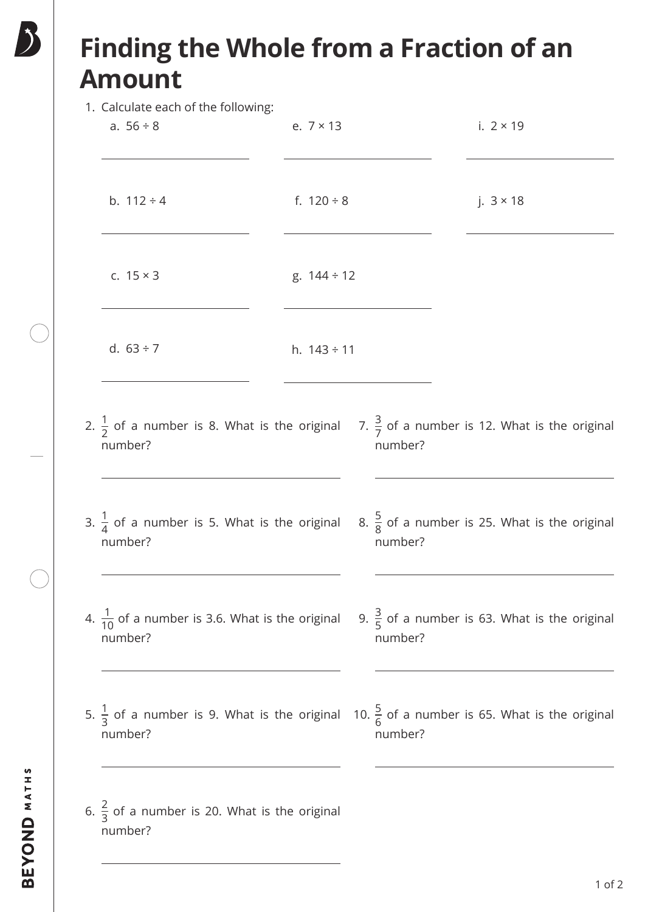# Finding the Whole from a Fraction of an Amount

1. Calculate each of the following:

   a. $56 \div 8$

   b. $112 \div 4$

   c. $15 \times 3$

   d. $63 \div 7$

   e. $7 \times 13$

   f. $120 \div 8$

   g. $144 \div 12$

   h. $143 \div 11$

   i. $2 \times 19$

   j. $3 \times 18$

2. $\frac{1}{2}$ of a number is 8. What is the original number?

3. $\frac{1}{4}$ of a number is 5. What is the original number?

4. $\frac{1}{10}$ of a number is 3.6. What is the original number?

5. $\frac{1}{3}$ of a number is 9. What is the original number?

6. $\frac{2}{3}$ of a number is 20. What is the original number?

7. $\frac{3}{7}$ of a number is 12. What is the original number?

8. $\frac{5}{8}$ of a number is 25. What is the original number?

9. $\frac{3}{5}$ of a number is 63. What is the original number?

10. $\frac{5}{6}$ of a number is 65. What is the original number?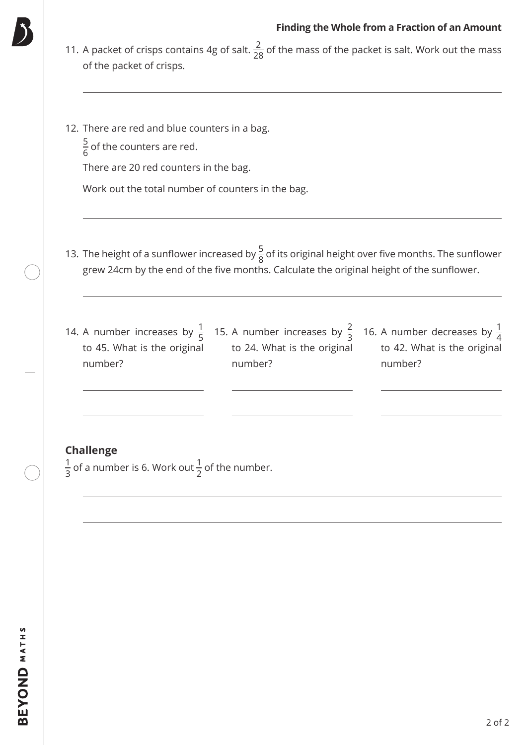11. A packet of crisps contains 4g of salt. $\frac{2}{28}$ of the mass of the packet is salt. Work out the mass of the packet of crisps.

12. There are red and blue counters in a bag.

    $\frac{5}{6}$ of the counters are red.

    There are 20 red counters in the bag.

    Work out the total number of counters in the bag.

13. The height of a sunflower increased by $\frac{5}{8}$ of its original height over five months. The sunflower grew 24cm by the end of the five months. Calculate the original height of the sunflower.

14. A number increases by $\frac{1}{5}$ to 45. What is the original number?

15. A number increases by $\frac{2}{3}$ to 24. What is the original number?

16. A number decreases by $\frac{1}{4}$ to 42. What is the original number?

**Challenge**

$\frac{1}{3}$ of a number is 6. Work out $\frac{1}{2}$ of the number.